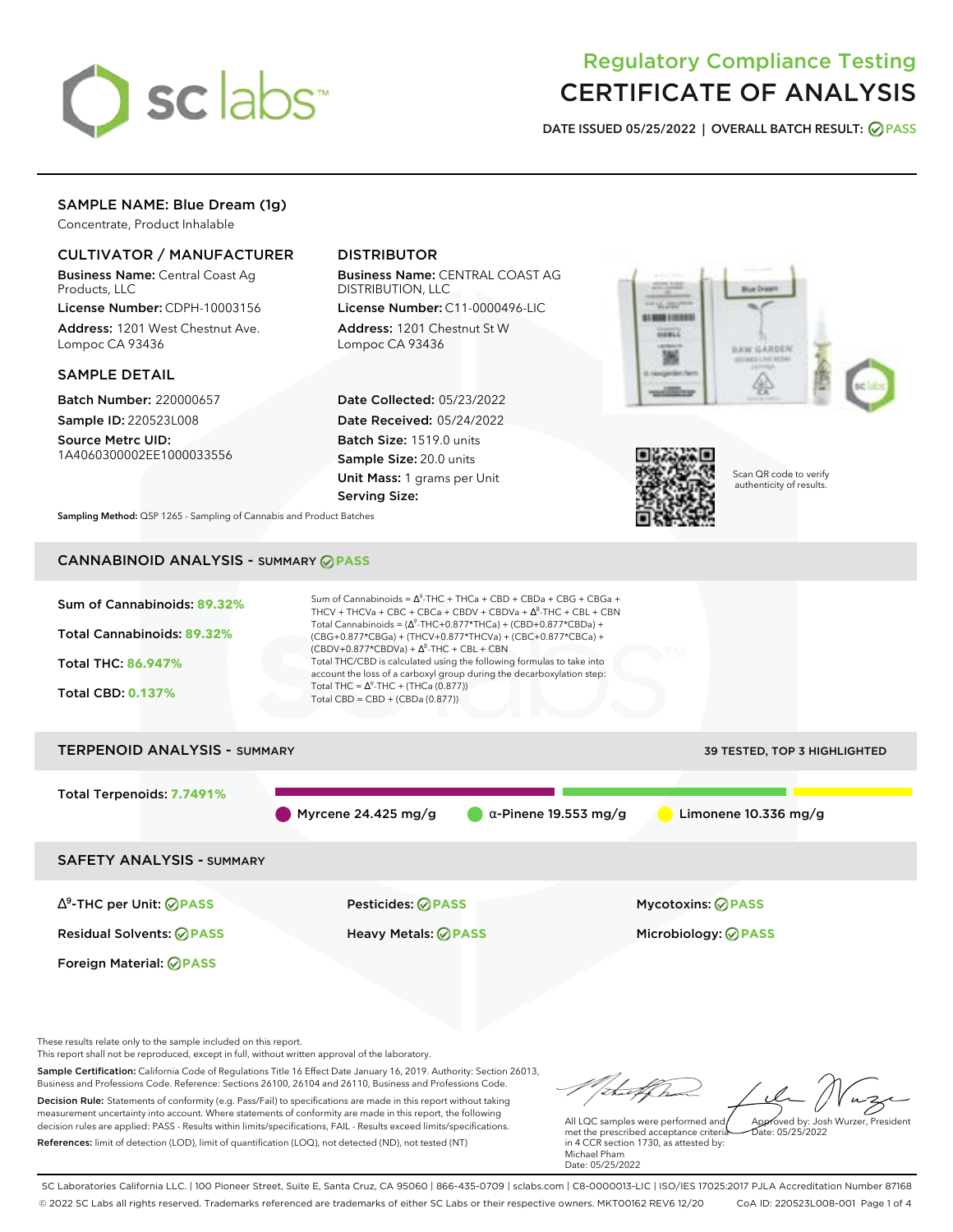# Regulatory Compliance Testing
# CERTIFICATE OF ANALYSIS

**DATE ISSUED 05/25/2022 | OVERALL BATCH RESULT: PASS**

## SAMPLE NAME: Blue Dream (1g)

Concentrate, Product Inhalable

### CULTIVATOR / MANUFACTURER

**Business Name:** Central Coast Ag Products, LLC

**License Number:** CDPH-10003156

**Address:** 1201 West Chestnut Ave. Lompoc CA 93436

### DISTRIBUTOR

**Business Name:** CENTRAL COAST AG DISTRIBUTION, LLC

**License Number:** C11-0000496-LIC

**Address:** 1201 Chestnut St W Lompoc CA 93436

### SAMPLE DETAIL

**Batch Number:** 220000657

**Sample ID:** 220523L008

**Source Metrc UID:** 1A4060300002EE1000033556

**Date Collected:** 05/23/2022

**Date Received:** 05/24/2022

**Batch Size:** 1519.0 units

**Sample Size:** 20.0 units

**Unit Mass:** 1 grams per Unit

**Serving Size:**

Scan QR code to verify authenticity of results.

**Sampling Method:** QSP 1265 - Sampling of Cannabis and Product Batches

## CANNABINOID ANALYSIS - SUMMARY PASS

**Sum of Cannabinoids:** 89.32%

**Total Cannabinoids:** 89.32%

**Total THC:** 86.947%

**Total CBD:** 0.137%

Sum of Cannabinoids = $\Delta^9$-THC + THCa + CBD + CBDa + CBG + CBGa + THCV + THCVa + CBC + CBCa + CBDV + CBDVa + $\Delta^8$-THC + CBL + CBN

Total Cannabinoids = ($\Delta^9$-THC+0.877*THCa) + (CBD+0.877*CBDa) + (CBG+0.877*CBGa) + (THCV+0.877*THCVa) + (CBC+0.877*CBCa) + (CBDV+0.877*CBDVa) + $\Delta^8$-THC + CBL + CBN

Total THC/CBD is calculated using the following formulas to take into account the loss of a carboxyl group during the decarboxylation step:

Total THC = $\Delta^9$-THC + (THCa (0.877))

Total CBD = CBD + (CBDa (0.877))

## TERPENOID ANALYSIS - SUMMARY

39 TESTED, TOP 3 HIGHLIGHTED

**Total Terpenoids:** 7.7491%

Myrcene 24.425 mg/g | α-Pinene 19.553 mg/g | Limonene 10.336 mg/g

## SAFETY ANALYSIS - SUMMARY

| | | |
|---|---|---|
| $\Delta^9$-THC per Unit: PASS | Pesticides: PASS | Mycotoxins: PASS |
| Residual Solvents: PASS | Heavy Metals: PASS | Microbiology: PASS |
| Foreign Material: PASS | | |

These results relate only to the sample included on this report.
This report shall not be reproduced, except in full, without written approval of the laboratory.

**Sample Certification:** California Code of Regulations Title 16 Effect Date January 16, 2019. Authority: Section 26013, Business and Professions Code. Reference: Sections 26100, 26104 and 26110, Business and Professions Code.

**Decision Rule:** Statements of conformity (e.g. Pass/Fail) to specifications are made in this report without taking measurement uncertainty into account. Where statements of conformity are made in this report, the following decision rules are applied: PASS - Results within limits/specifications, FAIL - Results exceed limits/specifications.

**References:** limit of detection (LOD), limit of quantification (LOQ), not detected (ND), not tested (NT)

All LQC samples were performed and met the prescribed acceptance criteria in 4 CCR section 1730, as attested by: Michael Pham
Date: 05/25/2022

Approved by: Josh Wurzer, President
Date: 05/25/2022

SC Laboratories California LLC. | 100 Pioneer Street, Suite E, Santa Cruz, CA 95060 | 866-435-0709 | sclabs.com | C8-0000013-LIC | ISO/IES 17025:2017 PJLA Accreditation Number 87168
© 2022 SC Labs all rights reserved. Trademarks referenced are trademarks of either SC Labs or their respective owners. MKT00162 REV6 12/20 CoA ID: 220523L008-001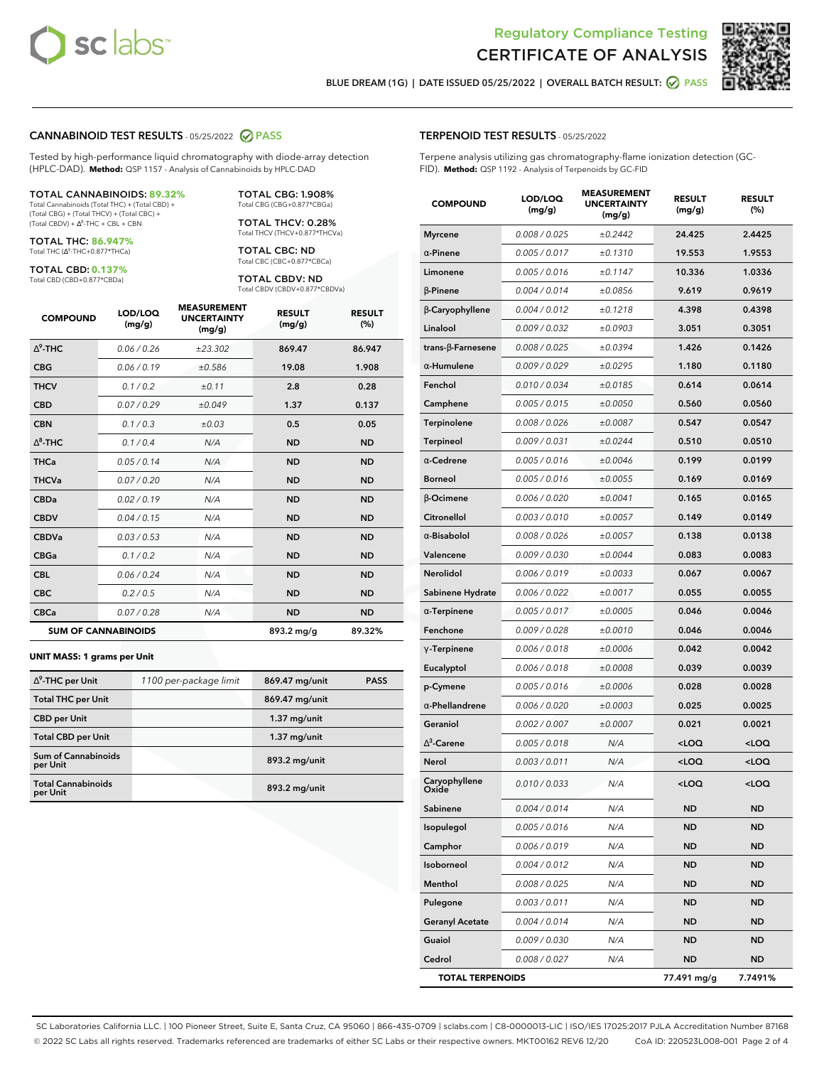# Regulatory Compliance Testing
# CERTIFICATE OF ANALYSIS

BLUE DREAM (1G) | DATE ISSUED 05/25/2022 | OVERALL BATCH RESULT: PASS

## CANNABINOID TEST RESULTS - 05/25/2022 PASS

Tested by high-performance liquid chromatography with diode-array detection (HPLC-DAD). **Method:** QSP 1157 - Analysis of Cannabinoids by HPLC-DAD

**TOTAL CANNABINOIDS: 89.32%**
Total Cannabinoids (Total THC) + (Total CBD) + (Total CBG) + (Total THCV) + (Total CBC) + (Total CBDV) + $\Delta^8$-THC + CBL + CBN

**TOTAL THC: 86.947%**
Total THC ($\Delta^9$-THC+0.877*THCa)

**TOTAL CBD: 0.137%**
Total CBD (CBD+0.877*CBDa)

**TOTAL CBG: 1.908%**
Total CBG (CBG+0.877*CBGa)

**TOTAL THCV: 0.28%**
Total THCV (THCV+0.877*THCVa)

**TOTAL CBC: ND**
Total CBC (CBC+0.877*CBCa)

**TOTAL CBDV: ND**
Total CBDV (CBDV+0.877*CBDVa)

| COMPOUND | LOD/LOQ (mg/g) | MEASUREMENT UNCERTAINTY (mg/g) | RESULT (mg/g) | RESULT (%) |
|---|---|---|---|---|
| $\Delta^9$-THC | 0.06 / 0.26 | ±23.302 | 869.47 | 86.947 |
| CBG | 0.06 / 0.19 | ±0.586 | 19.08 | 1.908 |
| THCV | 0.1 / 0.2 | ±0.11 | 2.8 | 0.28 |
| CBD | 0.07 / 0.29 | ±0.049 | 1.37 | 0.137 |
| CBN | 0.1 / 0.3 | ±0.03 | 0.5 | 0.05 |
| $\Delta^8$-THC | 0.1 / 0.4 | N/A | ND | ND |
| THCa | 0.05 / 0.14 | N/A | ND | ND |
| THCVa | 0.07 / 0.20 | N/A | ND | ND |
| CBDa | 0.02 / 0.19 | N/A | ND | ND |
| CBDV | 0.04 / 0.15 | N/A | ND | ND |
| CBDVa | 0.03 / 0.53 | N/A | ND | ND |
| CBGa | 0.1 / 0.2 | N/A | ND | ND |
| CBL | 0.06 / 0.24 | N/A | ND | ND |
| CBC | 0.2 / 0.5 | N/A | ND | ND |
| CBCa | 0.07 / 0.28 | N/A | ND | ND |
| **SUM OF CANNABINOIDS** | | | 893.2 mg/g | 89.32% |

**UNIT MASS: 1 grams per Unit**

| | | | |
|---|---|---|---|
| $\Delta^9$-THC per Unit | 1100 per-package limit | 869.47 mg/unit | PASS |
| Total THC per Unit | | 869.47 mg/unit | |
| CBD per Unit | | 1.37 mg/unit | |
| Total CBD per Unit | | 1.37 mg/unit | |
| Sum of Cannabinoids per Unit | | 893.2 mg/unit | |
| Total Cannabinoids per Unit | | 893.2 mg/unit | |

## TERPENOID TEST RESULTS - 05/25/2022

Terpene analysis utilizing gas chromatography-flame ionization detection (GC-FID). **Method:** QSP 1192 - Analysis of Terpenoids by GC-FID

| COMPOUND | LOD/LOQ (mg/g) | MEASUREMENT UNCERTAINTY (mg/g) | RESULT (mg/g) | RESULT (%) |
|---|---|---|---|---|
| Myrcene | 0.008 / 0.025 | ±0.2442 | 24.425 | 2.4425 |
| α-Pinene | 0.005 / 0.017 | ±0.1310 | 19.553 | 1.9553 |
| Limonene | 0.005 / 0.016 | ±0.1147 | 10.336 | 1.0336 |
| β-Pinene | 0.004 / 0.014 | ±0.0856 | 9.619 | 0.9619 |
| β-Caryophyllene | 0.004 / 0.012 | ±0.1218 | 4.398 | 0.4398 |
| Linalool | 0.009 / 0.032 | ±0.0903 | 3.051 | 0.3051 |
| trans-β-Farnesene | 0.008 / 0.025 | ±0.0394 | 1.426 | 0.1426 |
| α-Humulene | 0.009 / 0.029 | ±0.0295 | 1.180 | 0.1180 |
| Fenchol | 0.010 / 0.034 | ±0.0185 | 0.614 | 0.0614 |
| Camphene | 0.005 / 0.015 | ±0.0050 | 0.560 | 0.0560 |
| Terpinolene | 0.008 / 0.026 | ±0.0087 | 0.547 | 0.0547 |
| Terpineol | 0.009 / 0.031 | ±0.0244 | 0.510 | 0.0510 |
| α-Cedrene | 0.005 / 0.016 | ±0.0046 | 0.199 | 0.0199 |
| Borneol | 0.005 / 0.016 | ±0.0055 | 0.169 | 0.0169 |
| β-Ocimene | 0.006 / 0.020 | ±0.0041 | 0.165 | 0.0165 |
| Citronellol | 0.003 / 0.010 | ±0.0057 | 0.149 | 0.0149 |
| α-Bisabolol | 0.008 / 0.026 | ±0.0057 | 0.138 | 0.0138 |
| Valencene | 0.009 / 0.030 | ±0.0044 | 0.083 | 0.0083 |
| Nerolidol | 0.006 / 0.019 | ±0.0033 | 0.067 | 0.0067 |
| Sabinene Hydrate | 0.006 / 0.022 | ±0.0017 | 0.055 | 0.0055 |
| α-Terpinene | 0.005 / 0.017 | ±0.0005 | 0.046 | 0.0046 |
| Fenchone | 0.009 / 0.028 | ±0.0010 | 0.046 | 0.0046 |
| γ-Terpinene | 0.006 / 0.018 | ±0.0006 | 0.042 | 0.0042 |
| Eucalyptol | 0.006 / 0.018 | ±0.0008 | 0.039 | 0.0039 |
| p-Cymene | 0.005 / 0.016 | ±0.0006 | 0.028 | 0.0028 |
| α-Phellandrene | 0.006 / 0.020 | ±0.0003 | 0.025 | 0.0025 |
| Geraniol | 0.002 / 0.007 | ±0.0007 | 0.021 | 0.0021 |
| $\Delta^3$-Carene | 0.005 / 0.018 | N/A | <LOQ | <LOQ |
| Nerol | 0.003 / 0.011 | N/A | <LOQ | <LOQ |
| Caryophyllene Oxide | 0.010 / 0.033 | N/A | <LOQ | <LOQ |
| Sabinene | 0.004 / 0.014 | N/A | ND | ND |
| Isopulegol | 0.005 / 0.016 | N/A | ND | ND |
| Camphor | 0.006 / 0.019 | N/A | ND | ND |
| Isoborneol | 0.004 / 0.012 | N/A | ND | ND |
| Menthol | 0.008 / 0.025 | N/A | ND | ND |
| Pulegone | 0.003 / 0.011 | N/A | ND | ND |
| Geranyl Acetate | 0.004 / 0.014 | N/A | ND | ND |
| Guaiol | 0.009 / 0.030 | N/A | ND | ND |
| Cedrol | 0.008 / 0.027 | N/A | ND | ND |
| **TOTAL TERPENOIDS** | | | 77.491 mg/g | 7.7491% |

SC Laboratories California LLC. | 100 Pioneer Street, Suite E, Santa Cruz, CA 95060 | 866-435-0709 | sclabs.com | C8-0000013-LIC | ISO/IES 17025:2017 PJLA Accreditation Number 87168
© 2022 SC Labs all rights reserved. Trademarks referenced are trademarks of either SC Labs or their respective owners. MKT00162 REV6 12/20 CoA ID: 220523L008-001